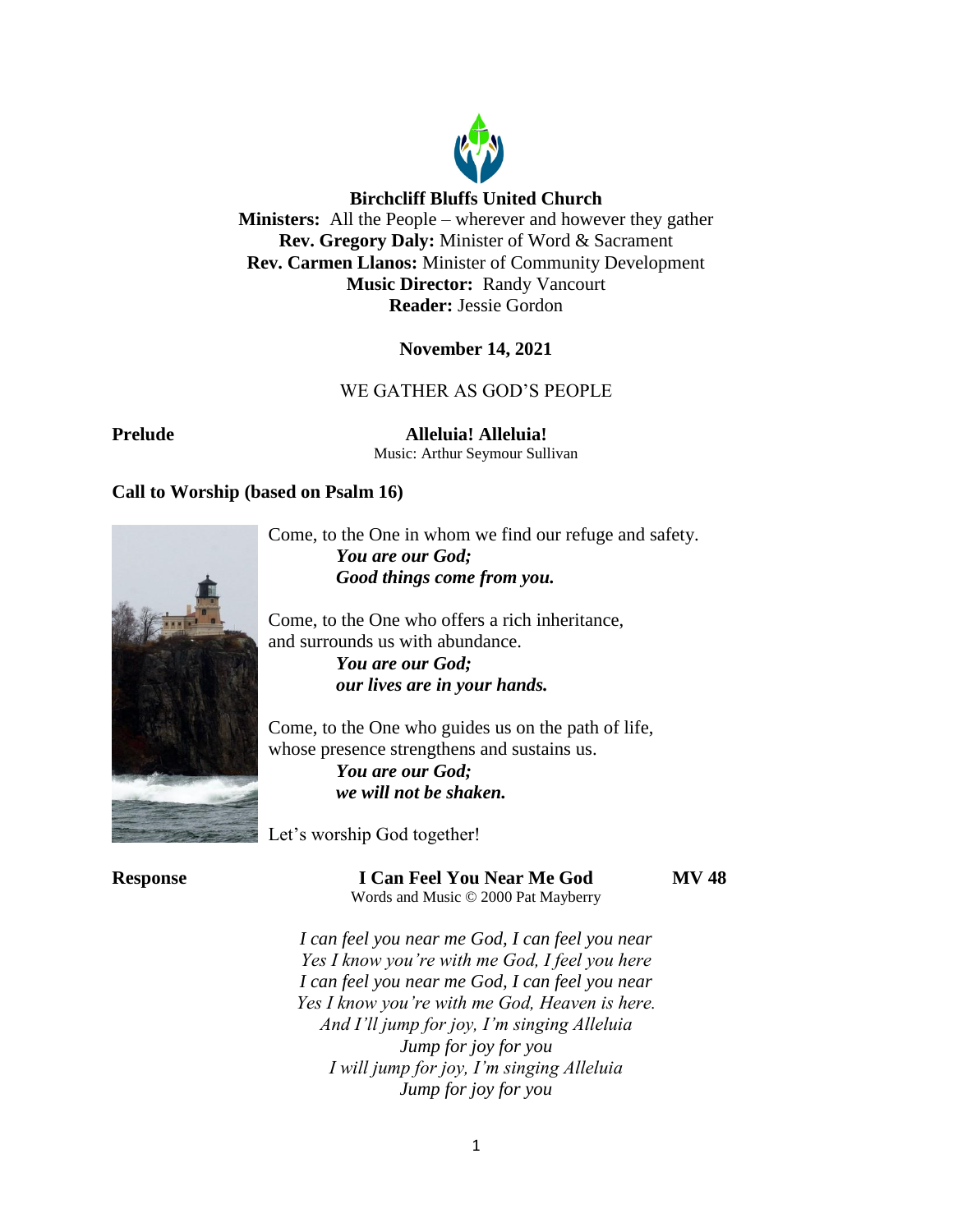**Birchcliff Bluffs United Church**
**Ministers:** All the People – wherever and however they gather
**Rev. Gregory Daly:** Minister of Word & Sacrament
**Rev. Carmen Llanos:** Minister of Community Development
**Music Director:** Randy Vancourt
**Reader:** Jessie Gordon

**November 14, 2021**

WE GATHER AS GOD'S PEOPLE

**Prelude** **Alleluia! Alleluia!**
Music: Arthur Seymour Sullivan

**Call to Worship (based on Psalm 16)**

Come, to the One in whom we find our refuge and safety.
***You are our God;***
***Good things come from you.***

Come, to the One who offers a rich inheritance,
and surrounds us with abundance.
***You are our God;***
***our lives are in your hands.***

Come, to the One who guides us on the path of life,
whose presence strengthens and sustains us.
***You are our God;***
***we will not be shaken.***

Let's worship God together!

**Response** **I Can Feel You Near Me God** **MV 48**
Words and Music © 2000 Pat Mayberry

*I can feel you near me God, I can feel you near*
*Yes I know you're with me God, I feel you here*
*I can feel you near me God, I can feel you near*
*Yes I know you're with me God, Heaven is here.*
*And I'll jump for joy, I'm singing Alleluia*
*Jump for joy for you*
*I will jump for joy, I'm singing Alleluia*
*Jump for joy for you*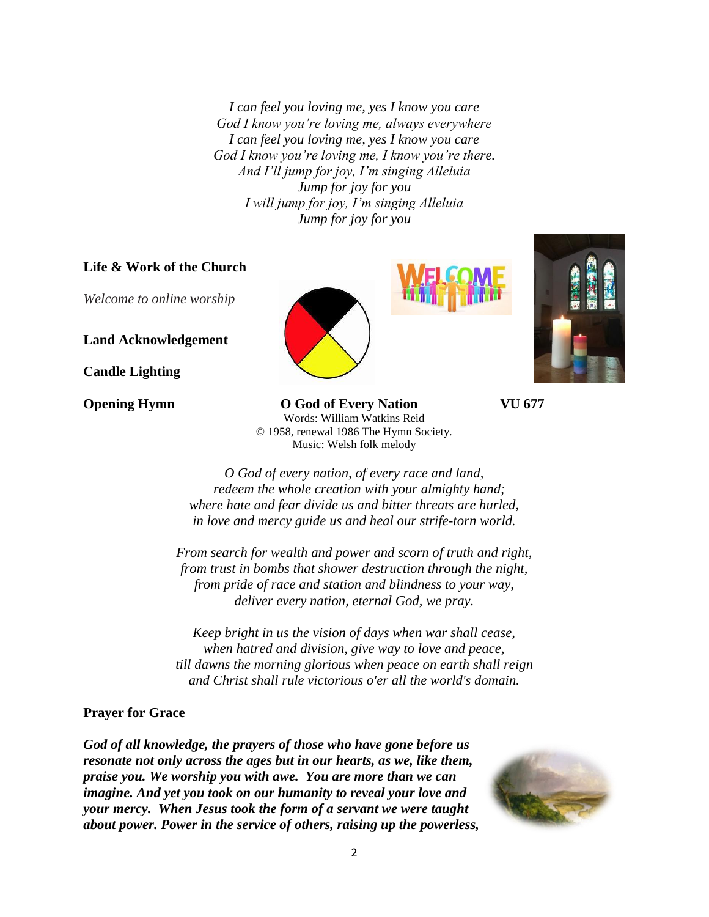*I can feel you loving me, yes I know you care*
*God I know you're loving me, always everywhere*
*I can feel you loving me, yes I know you care*
*God I know you're loving me, I know you're there.*
*And I'll jump for joy, I'm singing Alleluia*
*Jump for joy for you*
*I will jump for joy, I'm singing Alleluia*
*Jump for joy for you*

**Life & Work of the Church**

*Welcome to online worship*

**Land Acknowledgement**

**Candle Lighting**

**Opening Hymn** **O God of Every Nation** **VU 677**

Words: William Watkins Reid
© 1958, renewal 1986 The Hymn Society.
Music: Welsh folk melody

*O God of every nation, of every race and land,*
*redeem the whole creation with your almighty hand;*
*where hate and fear divide us and bitter threats are hurled,*
*in love and mercy guide us and heal our strife-torn world.*

*From search for wealth and power and scorn of truth and right,*
*from trust in bombs that shower destruction through the night,*
*from pride of race and station and blindness to your way,*
*deliver every nation, eternal God, we pray.*

*Keep bright in us the vision of days when war shall cease,*
*when hatred and division, give way to love and peace,*
*till dawns the morning glorious when peace on earth shall reign*
*and Christ shall rule victorious o'er all the world's domain.*

**Prayer for Grace**

***God of all knowledge, the prayers of those who have gone before us resonate not only across the ages but in our hearts, as we, like them, praise you. We worship you with awe. You are more than we can imagine. And yet you took on our humanity to reveal your love and your mercy. When Jesus took the form of a servant we were taught about power. Power in the service of others, raising up the powerless,***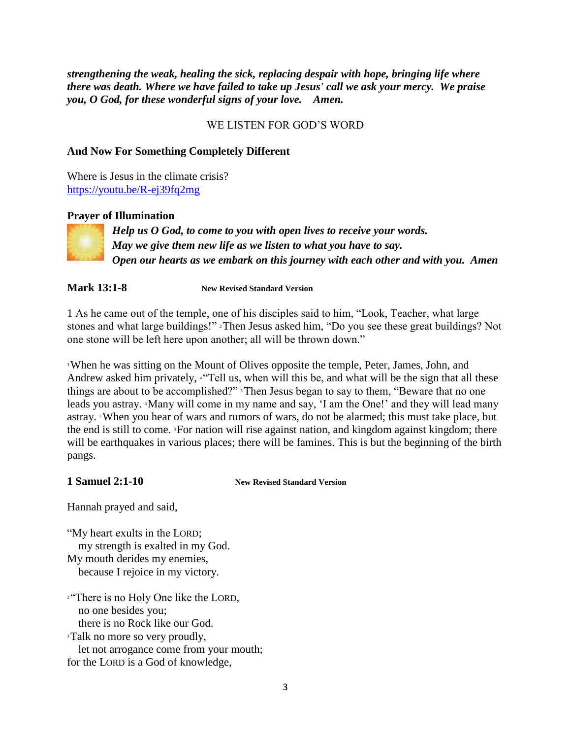***strengthening the weak, healing the sick, replacing despair with hope, bringing life where there was death. Where we have failed to take up Jesus' call we ask your mercy. We praise you, O God, for these wonderful signs of your love. Amen.***

WE LISTEN FOR GOD'S WORD

**And Now For Something Completely Different**

Where is Jesus in the climate crisis?
https://youtu.be/R-ej39fq2mg

**Prayer of Illumination**

***Help us O God, to come to you with open lives to receive your words.***
***May we give them new life as we listen to what you have to say.***
***Open our hearts as we embark on this journey with each other and with you. Amen***

**Mark 13:1-8** **New Revised Standard Version**

1 As he came out of the temple, one of his disciples said to him, "Look, Teacher, what large stones and what large buildings!" [2] Then Jesus asked him, "Do you see these great buildings? Not one stone will be left here upon another; all will be thrown down."

[3] When he was sitting on the Mount of Olives opposite the temple, Peter, James, John, and Andrew asked him privately, [4] "Tell us, when will this be, and what will be the sign that all these things are about to be accomplished?" [5] Then Jesus began to say to them, "Beware that no one leads you astray. [6] Many will come in my name and say, 'I am the One!' and they will lead many astray. [7] When you hear of wars and rumors of wars, do not be alarmed; this must take place, but the end is still to come. [8] For nation will rise against nation, and kingdom against kingdom; there will be earthquakes in various places; there will be famines. This is but the beginning of the birth pangs.

**1 Samuel 2:1-10** **New Revised Standard Version**

Hannah prayed and said,

"My heart exults in the LORD;
my strength is exalted in my God.
My mouth derides my enemies,
because I rejoice in my victory.

[2] "There is no Holy One like the LORD,
no one besides you;
there is no Rock like our God.
[3] Talk no more so very proudly,
let not arrogance come from your mouth;
for the LORD is a God of knowledge,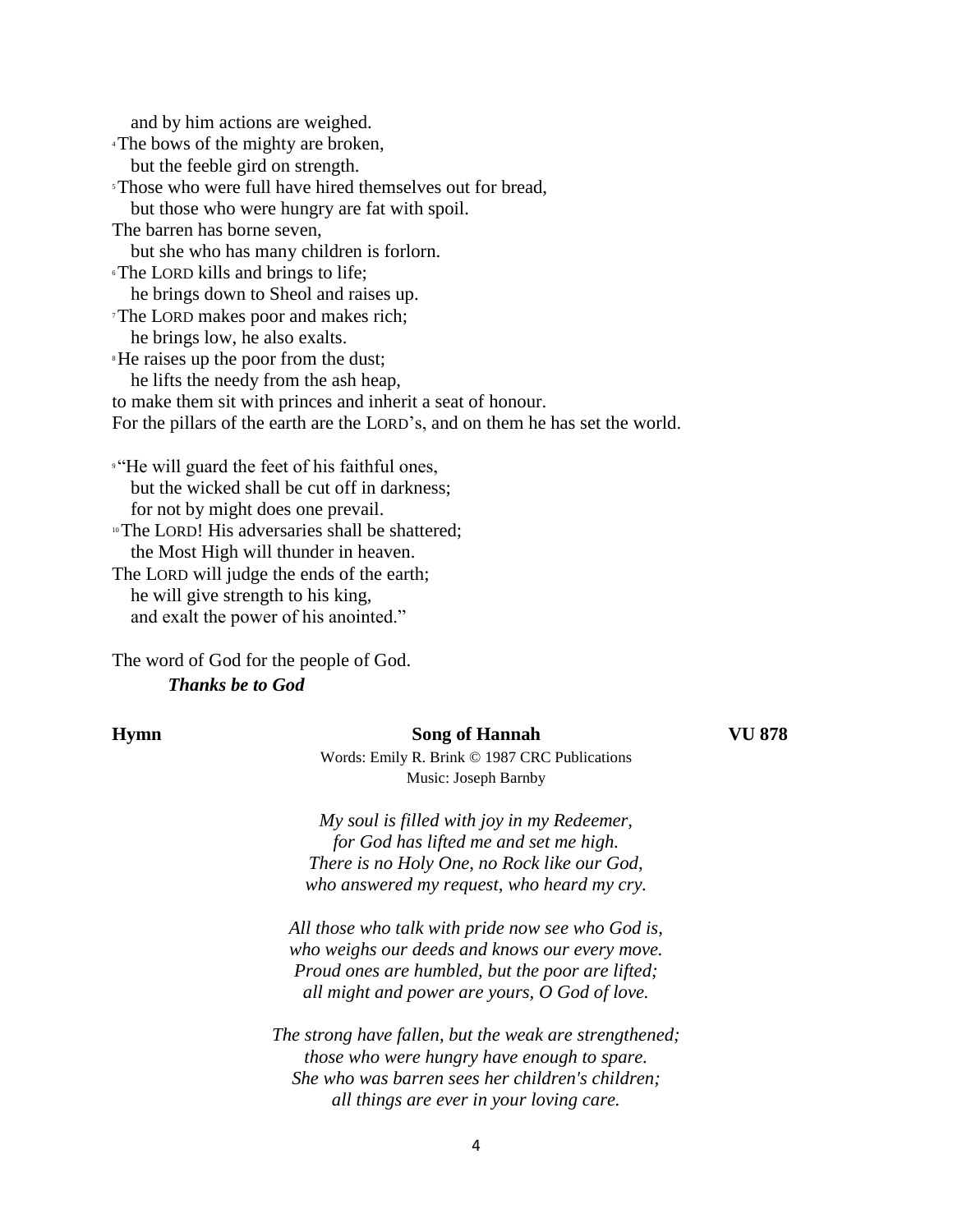and by him actions are weighed.
[4] The bows of the mighty are broken,
but the feeble gird on strength.
[5] Those who were full have hired themselves out for bread,
but those who were hungry are fat with spoil.
The barren has borne seven,
but she who has many children is forlorn.
[6] The LORD kills and brings to life;
he brings down to Sheol and raises up.
[7] The LORD makes poor and makes rich;
he brings low, he also exalts.
[8] He raises up the poor from the dust;
he lifts the needy from the ash heap,
to make them sit with princes and inherit a seat of honour.
For the pillars of the earth are the LORD's, and on them he has set the world.

[9] "He will guard the feet of his faithful ones,
but the wicked shall be cut off in darkness;
for not by might does one prevail.
[10] The LORD! His adversaries shall be shattered;
the Most High will thunder in heaven.
The LORD will judge the ends of the earth;
he will give strength to his king,
and exalt the power of his anointed."

The word of God for the people of God.

***Thanks be to God***

**Hymn** **Song of Hannah** **VU 878**

Words: Emily R. Brink © 1987 CRC Publications
Music: Joseph Barnby

*My soul is filled with joy in my Redeemer,*
*for God has lifted me and set me high.*
*There is no Holy One, no Rock like our God,*
*who answered my request, who heard my cry.*

*All those who talk with pride now see who God is,*
*who weighs our deeds and knows our every move.*
*Proud ones are humbled, but the poor are lifted;*
*all might and power are yours, O God of love.*

*The strong have fallen, but the weak are strengthened;*
*those who were hungry have enough to spare.*
*She who was barren sees her children's children;*
*all things are ever in your loving care.*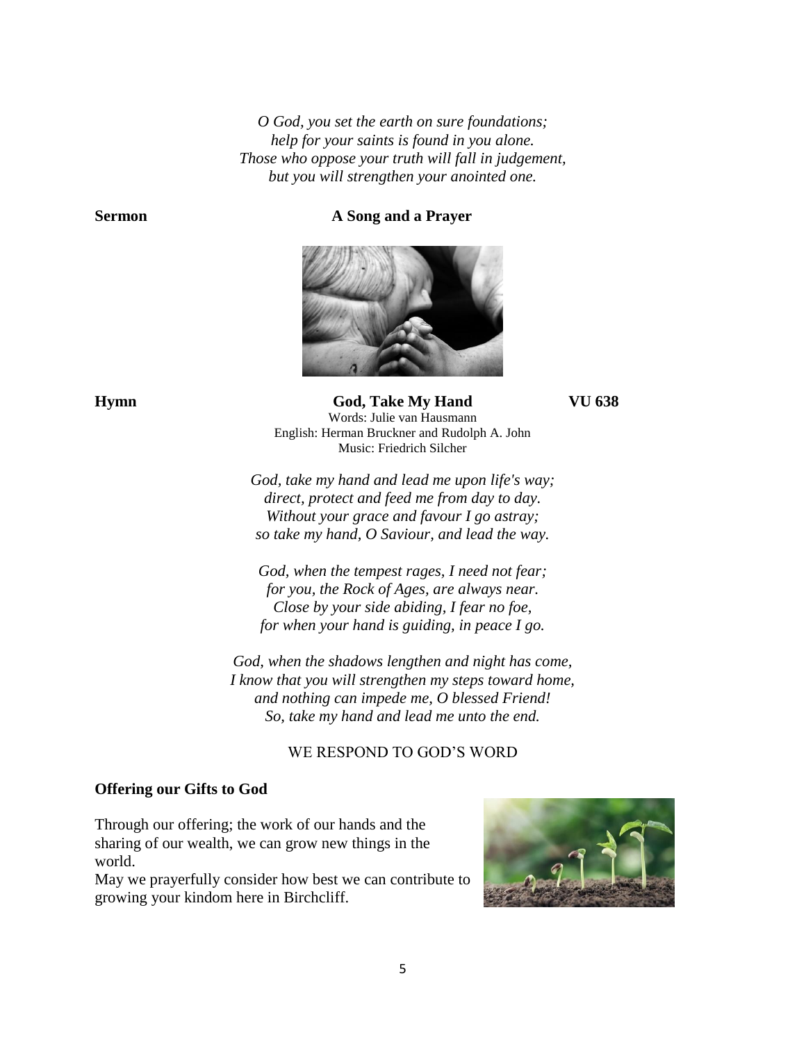*O God, you set the earth on sure foundations;*
*help for your saints is found in you alone.*
*Those who oppose your truth will fall in judgement,*
*but you will strengthen your anointed one.*

**Sermon** **A Song and a Prayer**

**Hymn** **God, Take My Hand** **VU 638**

Words: Julie van Hausmann
English: Herman Bruckner and Rudolph A. John
Music: Friedrich Silcher

*God, take my hand and lead me upon life's way;*
*direct, protect and feed me from day to day.*
*Without your grace and favour I go astray;*
*so take my hand, O Saviour, and lead the way.*

*God, when the tempest rages, I need not fear;*
*for you, the Rock of Ages, are always near.*
*Close by your side abiding, I fear no foe,*
*for when your hand is guiding, in peace I go.*

*God, when the shadows lengthen and night has come,*
*I know that you will strengthen my steps toward home,*
*and nothing can impede me, O blessed Friend!*
*So, take my hand and lead me unto the end.*

WE RESPOND TO GOD'S WORD

**Offering our Gifts to God**

Through our offering; the work of our hands and the sharing of our wealth, we can grow new things in the world.
May we prayerfully consider how best we can contribute to growing your kindom here in Birchcliff.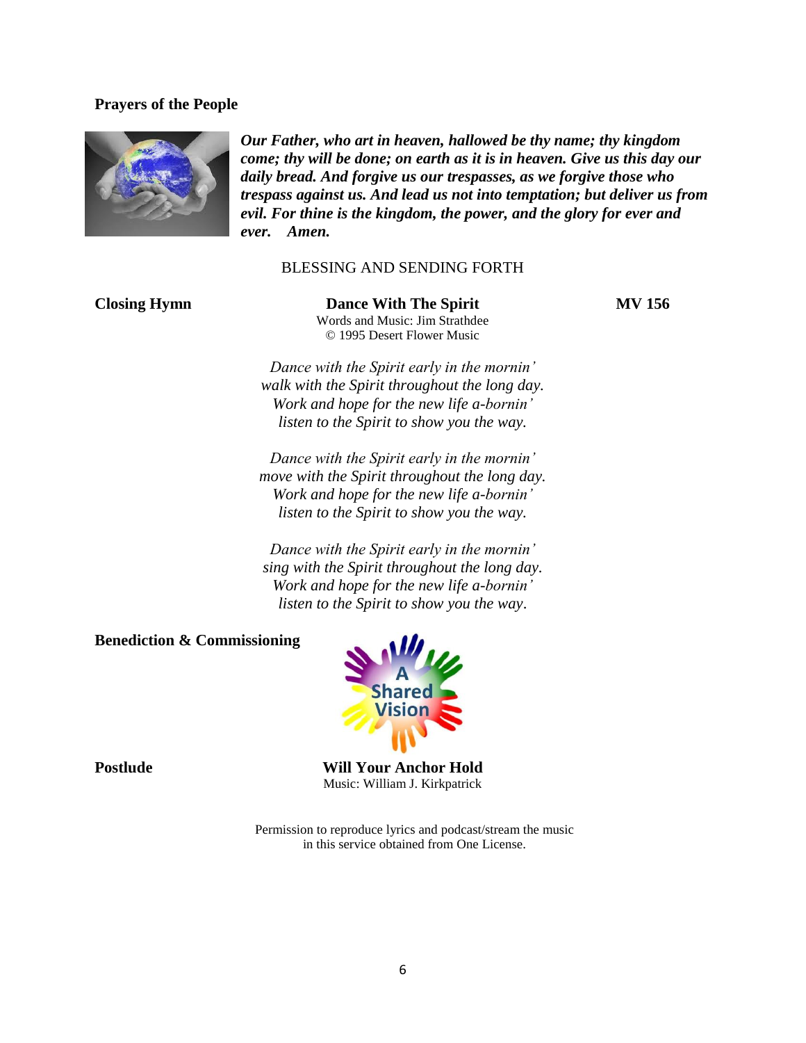**Prayers of the People**

***Our Father, who art in heaven, hallowed be thy name; thy kingdom come; thy will be done; on earth as it is in heaven. Give us this day our daily bread. And forgive us our trespasses, as we forgive those who trespass against us. And lead us not into temptation; but deliver us from evil. For thine is the kingdom, the power, and the glory for ever and ever. Amen.***

BLESSING AND SENDING FORTH

**Closing Hymn** **Dance With The Spirit** **MV 156**

Words and Music: Jim Strathdee
© 1995 Desert Flower Music

*Dance with the Spirit early in the mornin'*
*walk with the Spirit throughout the long day.*
*Work and hope for the new life a-bornin'*
*listen to the Spirit to show you the way.*

*Dance with the Spirit early in the mornin'*
*move with the Spirit throughout the long day.*
*Work and hope for the new life a-bornin'*
*listen to the Spirit to show you the way.*

*Dance with the Spirit early in the mornin'*
*sing with the Spirit throughout the long day.*
*Work and hope for the new life a-bornin'*
*listen to the Spirit to show you the way.*

**Benediction & Commissioning**

A Shared Vision

**Postlude** **Will Your Anchor Hold**

Music: William J. Kirkpatrick

Permission to reproduce lyrics and podcast/stream the music in this service obtained from One License.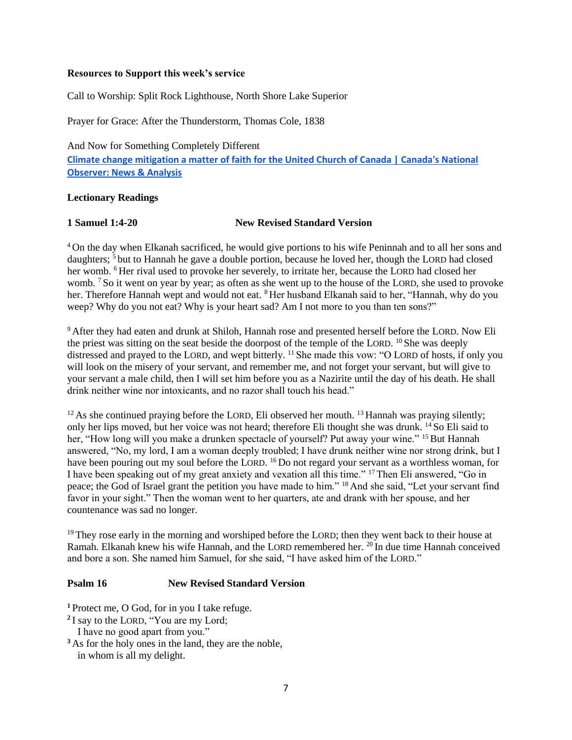**Resources to Support this week's service**

Call to Worship: Split Rock Lighthouse, North Shore Lake Superior

Prayer for Grace: After the Thunderstorm, Thomas Cole, 1838

And Now for Something Completely Different

**Climate change mitigation a matter of faith for the United Church of Canada | Canada's National Observer: News & Analysis**

**Lectionary Readings**

**1 Samuel 1:4-20 New Revised Standard Version**

[4] On the day when Elkanah sacrificed, he would give portions to his wife Peninnah and to all her sons and daughters; [5] but to Hannah he gave a double portion, because he loved her, though the LORD had closed her womb. [6] Her rival used to provoke her severely, to irritate her, because the LORD had closed her womb. [7] So it went on year by year; as often as she went up to the house of the LORD, she used to provoke her. Therefore Hannah wept and would not eat. [8] Her husband Elkanah said to her, "Hannah, why do you weep? Why do you not eat? Why is your heart sad? Am I not more to you than ten sons?"

[9] After they had eaten and drunk at Shiloh, Hannah rose and presented herself before the LORD. Now Eli the priest was sitting on the seat beside the doorpost of the temple of the LORD. [10] She was deeply distressed and prayed to the LORD, and wept bitterly. [11] She made this vow: "O LORD of hosts, if only you will look on the misery of your servant, and remember me, and not forget your servant, but will give to your servant a male child, then I will set him before you as a Nazirite until the day of his death. He shall drink neither wine nor intoxicants, and no razor shall touch his head."

[12] As she continued praying before the LORD, Eli observed her mouth. [13] Hannah was praying silently; only her lips moved, but her voice was not heard; therefore Eli thought she was drunk. [14] So Eli said to her, "How long will you make a drunken spectacle of yourself? Put away your wine." [15] But Hannah answered, "No, my lord, I am a woman deeply troubled; I have drunk neither wine nor strong drink, but I have been pouring out my soul before the LORD. [16] Do not regard your servant as a worthless woman, for I have been speaking out of my great anxiety and vexation all this time." [17] Then Eli answered, "Go in peace; the God of Israel grant the petition you have made to him." [18] And she said, "Let your servant find favor in your sight." Then the woman went to her quarters, ate and drank with her spouse, and her countenance was sad no longer.

[19] They rose early in the morning and worshiped before the LORD; then they went back to their house at Ramah. Elkanah knew his wife Hannah, and the LORD remembered her. [20] In due time Hannah conceived and bore a son. She named him Samuel, for she said, "I have asked him of the LORD."

**Psalm 16 New Revised Standard Version**

[1] Protect me, O God, for in you I take refuge.
[2] I say to the LORD, "You are my Lord;
I have no good apart from you."
[3] As for the holy ones in the land, they are the noble,
in whom is all my delight.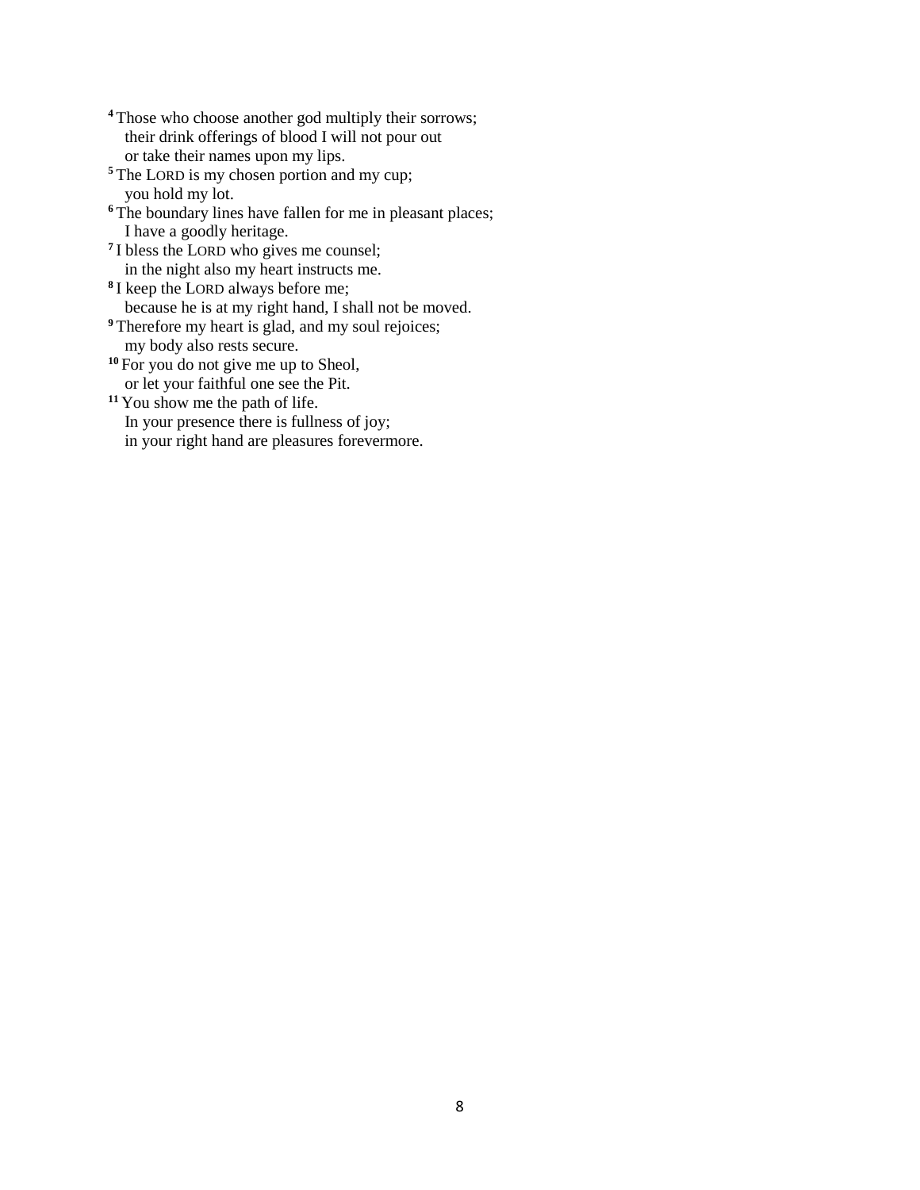[4] Those who choose another god multiply their sorrows;
 their drink offerings of blood I will not pour out
 or take their names upon my lips.
[5] The LORD is my chosen portion and my cup;
 you hold my lot.
[6] The boundary lines have fallen for me in pleasant places;
 I have a goodly heritage.
[7] I bless the LORD who gives me counsel;
 in the night also my heart instructs me.
[8] I keep the LORD always before me;
 because he is at my right hand, I shall not be moved.
[9] Therefore my heart is glad, and my soul rejoices;
 my body also rests secure.
[10] For you do not give me up to Sheol,
 or let your faithful one see the Pit.
[11] You show me the path of life.
 In your presence there is fullness of joy;
 in your right hand are pleasures forevermore.